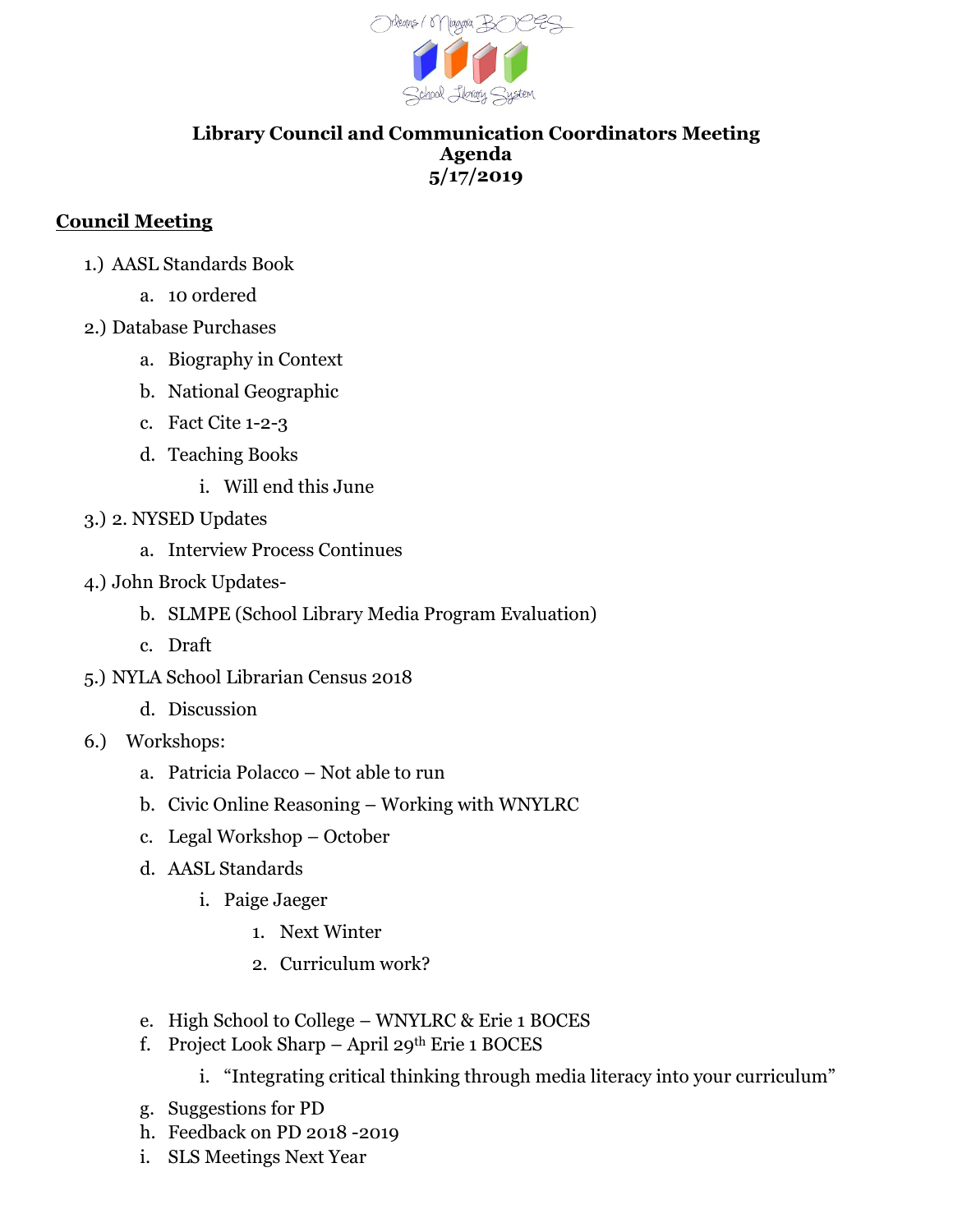Orleans / Niagara BOCES
School Library System

**Library Council and Communication Coordinators Meeting**
**Agenda**
**5/17/2019**

## Council Meeting

1.) AASL Standards Book
   a. 10 ordered

2.) Database Purchases
   a. Biography in Context
   b. National Geographic
   c. Fact Cite 1-2-3
   d. Teaching Books
      i. Will end this June

3.) 2. NYSED Updates
   a. Interview Process Continues

4.) John Brock Updates-
   b. SLMPE (School Library Media Program Evaluation)
   c. Draft

5.) NYLA School Librarian Census 2018
   d. Discussion

6.) Workshops:
   a. Patricia Polacco – Not able to run
   b. Civic Online Reasoning – Working with WNYLRC
   c. Legal Workshop – October
   d. AASL Standards
      i. Paige Jaeger
         1. Next Winter
         2. Curriculum work?

   e. High School to College – WNYLRC & Erie 1 BOCES
   f. Project Look Sharp – April 29th Erie 1 BOCES
      i. "Integrating critical thinking through media literacy into your curriculum"
   g. Suggestions for PD
   h. Feedback on PD 2018 -2019
   i. SLS Meetings Next Year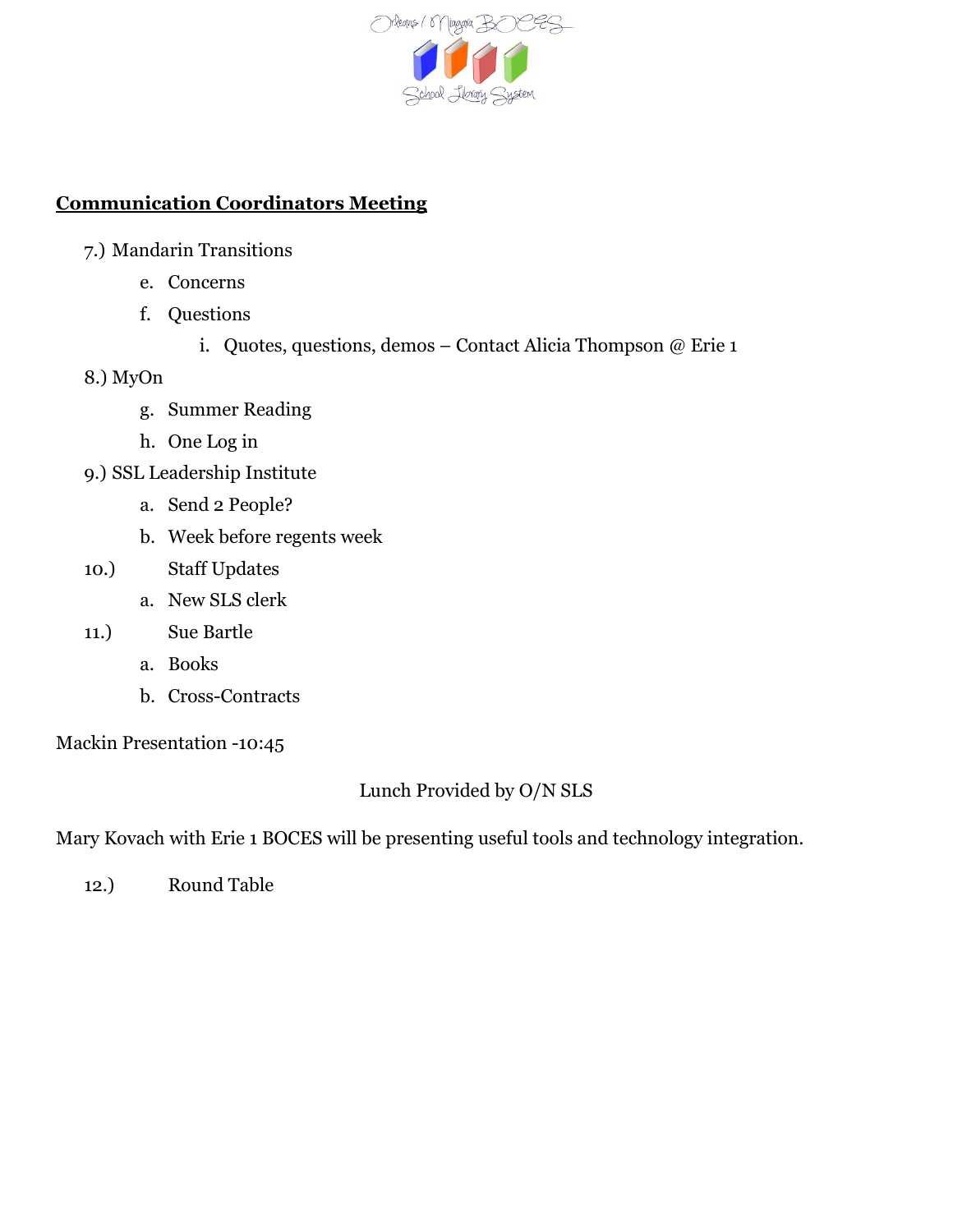**Communication Coordinators Meeting**

7.) Mandarin Transitions

   e. Concerns

   f. Questions

      i. Quotes, questions, demos – Contact Alicia Thompson @ Erie 1

8.) MyOn

   g. Summer Reading

   h. One Log in

9.) SSL Leadership Institute

   a. Send 2 People?

   b. Week before regents week

10.) Staff Updates

   a. New SLS clerk

11.) Sue Bartle

   a. Books

   b. Cross-Contracts

Mackin Presentation -10:45

Lunch Provided by O/N SLS

Mary Kovach with Erie 1 BOCES will be presenting useful tools and technology integration.

12.) Round Table